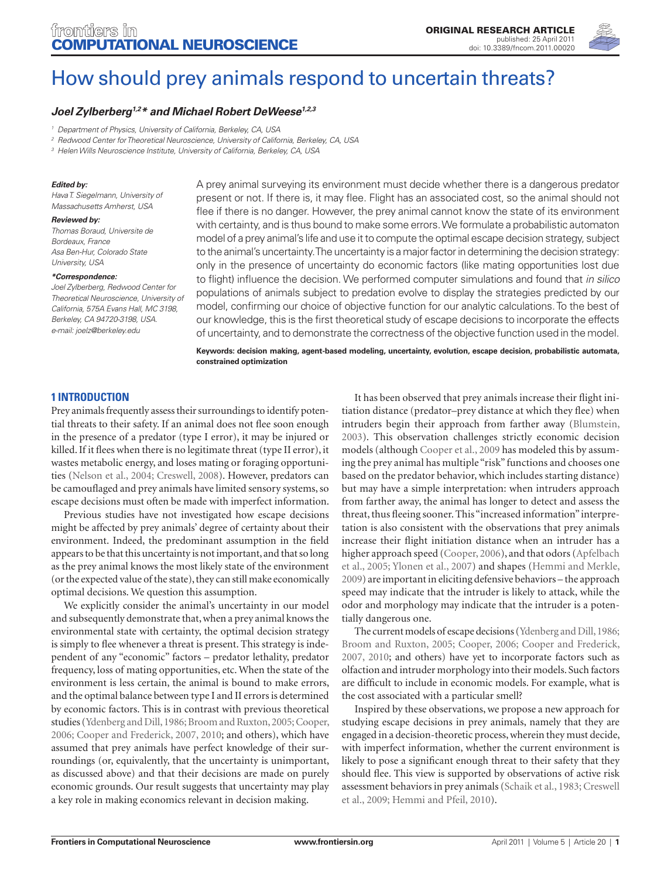ORIGINAL RESEARCH ARTICLE
published: 25 April 2011
doi: 10.3389/fncom.2011.00020

# How should prey animals respond to uncertain threats?

***Joel Zylberberg[1,2]\* and Michael Robert DeWeese[1,2,3]***

[1] Department of Physics, University of California, Berkeley, CA, USA
[2] Redwood Center for Theoretical Neuroscience, University of California, Berkeley, CA, USA
[3] Helen Wills Neuroscience Institute, University of California, Berkeley, CA, USA

***Edited by:***
*Hava T. Siegelmann, University of Massachusetts Amherst, USA*

***Reviewed by:***
*Thomas Boraud, Universite de Bordeaux, France*
*Asa Ben-Hur, Colorado State University, USA*

***\*Correspondence:***
*Joel Zylberberg, Redwood Center for Theoretical Neuroscience, University of California, 575A Evans Hall, MC 3198, Berkeley, CA 94720-3198, USA.*
*e-mail: joelz@berkeley.edu*

A prey animal surveying its environment must decide whether there is a dangerous predator present or not. If there is, it may flee. Flight has an associated cost, so the animal should not flee if there is no danger. However, the prey animal cannot know the state of its environment with certainty, and is thus bound to make some errors. We formulate a probabilistic automaton model of a prey animal's life and use it to compute the optimal escape decision strategy, subject to the animal's uncertainty. The uncertainty is a major factor in determining the decision strategy: only in the presence of uncertainty do economic factors (like mating opportunities lost due to flight) influence the decision. We performed computer simulations and found that *in silico* populations of animals subject to predation evolve to display the strategies predicted by our model, confirming our choice of objective function for our analytic calculations. To the best of our knowledge, this is the first theoretical study of escape decisions to incorporate the effects of uncertainty, and to demonstrate the correctness of the objective function used in the model.

**Keywords: decision making, agent-based modeling, uncertainty, evolution, escape decision, probabilistic automata, constrained optimization**

## 1 INTRODUCTION

Prey animals frequently assess their surroundings to identify potential threats to their safety. If an animal does not flee soon enough in the presence of a predator (type I error), it may be injured or killed. If it flees when there is no legitimate threat (type II error), it wastes metabolic energy, and loses mating or foraging opportunities (Nelson et al., 2004; Creswell, 2008). However, predators can be camouflaged and prey animals have limited sensory systems, so escape decisions must often be made with imperfect information.

Previous studies have not investigated how escape decisions might be affected by prey animals' degree of certainty about their environment. Indeed, the predominant assumption in the field appears to be that this uncertainty is not important, and that so long as the prey animal knows the most likely state of the environment (or the expected value of the state), they can still make economically optimal decisions. We question this assumption.

We explicitly consider the animal's uncertainty in our model and subsequently demonstrate that, when a prey animal knows the environmental state with certainty, the optimal decision strategy is simply to flee whenever a threat is present. This strategy is independent of any "economic" factors – predator lethality, predator frequency, loss of mating opportunities, etc. When the state of the environment is less certain, the animal is bound to make errors, and the optimal balance between type I and II errors is determined by economic factors. This is in contrast with previous theoretical studies (Ydenberg and Dill, 1986; Broom and Ruxton, 2005; Cooper, 2006; Cooper and Frederick, 2007, 2010; and others), which have assumed that prey animals have perfect knowledge of their surroundings (or, equivalently, that the uncertainty is unimportant, as discussed above) and that their decisions are made on purely economic grounds. Our result suggests that uncertainty may play a key role in making economics relevant in decision making.

It has been observed that prey animals increase their flight initiation distance (predator–prey distance at which they flee) when intruders begin their approach from farther away (Blumstein, 2003). This observation challenges strictly economic decision models (although Cooper et al., 2009 has modeled this by assuming the prey animal has multiple "risk" functions and chooses one based on the predator behavior, which includes starting distance) but may have a simple interpretation: when intruders approach from farther away, the animal has longer to detect and assess the threat, thus fleeing sooner. This "increased information" interpretation is also consistent with the observations that prey animals increase their flight initiation distance when an intruder has a higher approach speed (Cooper, 2006), and that odors (Apfelbach et al., 2005; Ylonen et al., 2007) and shapes (Hemmi and Merkle, 2009) are important in eliciting defensive behaviors – the approach speed may indicate that the intruder is likely to attack, while the odor and morphology may indicate that the intruder is a potentially dangerous one.

The current models of escape decisions (Ydenberg and Dill, 1986; Broom and Ruxton, 2005; Cooper, 2006; Cooper and Frederick, 2007, 2010; and others) have yet to incorporate factors such as olfaction and intruder morphology into their models. Such factors are difficult to include in economic models. For example, what is the cost associated with a particular smell?

Inspired by these observations, we propose a new approach for studying escape decisions in prey animals, namely that they are engaged in a decision-theoretic process, wherein they must decide, with imperfect information, whether the current environment is likely to pose a significant enough threat to their safety that they should flee. This view is supported by observations of active risk assessment behaviors in prey animals (Schaik et al., 1983; Creswell et al., 2009; Hemmi and Pfeil, 2010).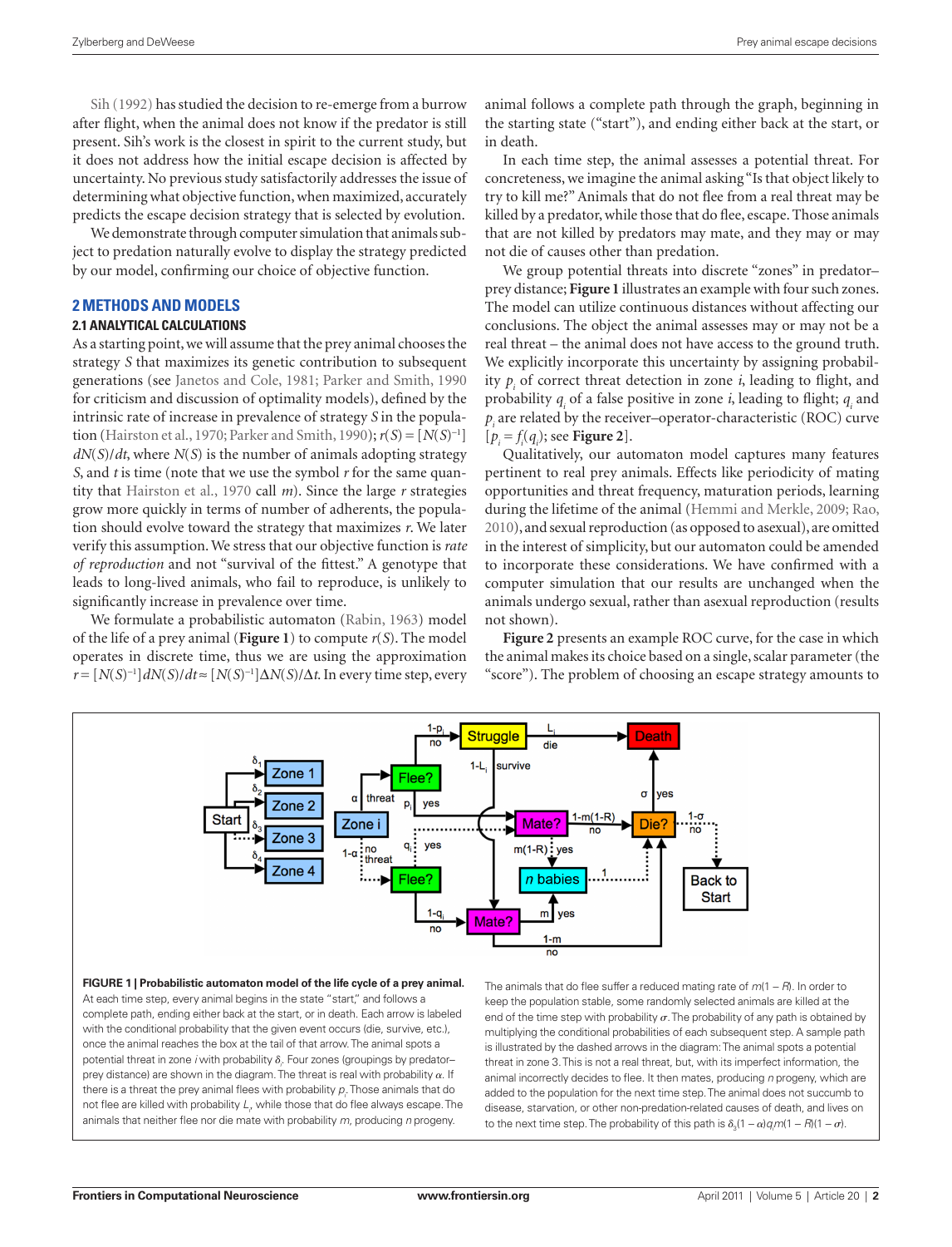Sih (1992) has studied the decision to re-emerge from a burrow after flight, when the animal does not know if the predator is still present. Sih's work is the closest in spirit to the current study, but it does not address how the initial escape decision is affected by uncertainty. No previous study satisfactorily addresses the issue of determining what objective function, when maximized, accurately predicts the escape decision strategy that is selected by evolution.

We demonstrate through computer simulation that animals subject to predation naturally evolve to display the strategy predicted by our model, confirming our choice of objective function.

## 2 METHODS AND MODELS

### 2.1 ANALYTICAL CALCULATIONS

As a starting point, we will assume that the prey animal chooses the strategy $S$ that maximizes its genetic contribution to subsequent generations (see Janetos and Cole, 1981; Parker and Smith, 1990 for criticism and discussion of optimality models), defined by the intrinsic rate of increase in prevalence of strategy $S$ in the population (Hairston et al., 1970; Parker and Smith, 1990); $r(S) = [N(S)^{-1}]\, dN(S)/dt$, where $N(S)$ is the number of animals adopting strategy $S$, and $t$ is time (note that we use the symbol $r$ for the same quantity that Hairston et al., 1970 call $m$). Since the large $r$ strategies grow more quickly in terms of number of adherents, the population should evolve toward the strategy that maximizes $r$. We later verify this assumption. We stress that our objective function is *rate of reproduction* and not "survival of the fittest." A genotype that leads to long-lived animals, who fail to reproduce, is unlikely to significantly increase in prevalence over time.

We formulate a probabilistic automaton (Rabin, 1963) model of the life of a prey animal (**Figure 1**) to compute $r(S)$. The model operates in discrete time, thus we are using the approximation $r = [N(S)^{-1}]dN(S)/dt \approx [N(S)^{-1}]\Delta N(S)/\Delta t$. In every time step, every animal follows a complete path through the graph, beginning in the starting state ("start"), and ending either back at the start, or in death.

In each time step, the animal assesses a potential threat. For concreteness, we imagine the animal asking "Is that object likely to try to kill me?" Animals that do not flee from a real threat may be killed by a predator, while those that do flee, escape. Those animals that are not killed by predators may mate, and they may or may not die of causes other than predation.

We group potential threats into discrete "zones" in predator–prey distance; **Figure 1** illustrates an example with four such zones. The model can utilize continuous distances without affecting our conclusions. The object the animal assesses may or may not be a real threat – the animal does not have access to the ground truth. We explicitly incorporate this uncertainty by assigning probability $p_i$ of correct threat detection in zone $i$, leading to flight, and probability $q_i$ of a false positive in zone $i$, leading to flight; $q_i$ and $p_i$ are related by the receiver–operator-characteristic (ROC) curve [$p_i = f_i(q_i)$; see **Figure 2**].

Qualitatively, our automaton model captures many features pertinent to real prey animals. Effects like periodicity of mating opportunities and threat frequency, maturation periods, learning during the lifetime of the animal (Hemmi and Merkle, 2009; Rao, 2010), and sexual reproduction (as opposed to asexual), are omitted in the interest of simplicity, but our automaton could be amended to incorporate these considerations. We have confirmed with a computer simulation that our results are unchanged when the animals undergo sexual, rather than asexual reproduction (results not shown).

**Figure 2** presents an example ROC curve, for the case in which the animal makes its choice based on a single, scalar parameter (the "score"). The problem of choosing an escape strategy amounts to

**FIGURE 1 | Probabilistic automaton model of the life cycle of a prey animal.** At each time step, every animal begins in the state "start," and follows a complete path, ending either back at the start, or in death. Each arrow is labeled with the conditional probability that the given event occurs (die, survive, etc.), once the animal reaches the box at the tail of that arrow. The animal spots a potential threat in zone $i$ with probability $\delta_i$. Four zones (groupings by predator–prey distance) are shown in the diagram. The threat is real with probability $\alpha$. If there is a threat the prey animal flees with probability $p_i$. Those animals that do not flee are killed with probability $L_i$, while those that do flee always escape. The animals that neither flee nor die mate with probability $m$, producing $n$ progeny. The animals that do flee suffer a reduced mating rate of $m(1 - R)$. In order to keep the population stable, some randomly selected animals are killed at the end of the time step with probability $\sigma$. The probability of any path is obtained by multiplying the conditional probabilities of each subsequent step. A sample path is illustrated by the dashed arrows in the diagram: The animal spots a potential threat in zone 3. This is not a real threat, but, with its imperfect information, the animal incorrectly decides to flee. It then mates, producing $n$ progeny, which are added to the population for the next time step. The animal does not succumb to disease, starvation, or other non-predation-related causes of death, and lives on to the next time step. The probability of this path is $\delta_3(1 - \alpha)q_3m(1 - R)(1 - \sigma)$.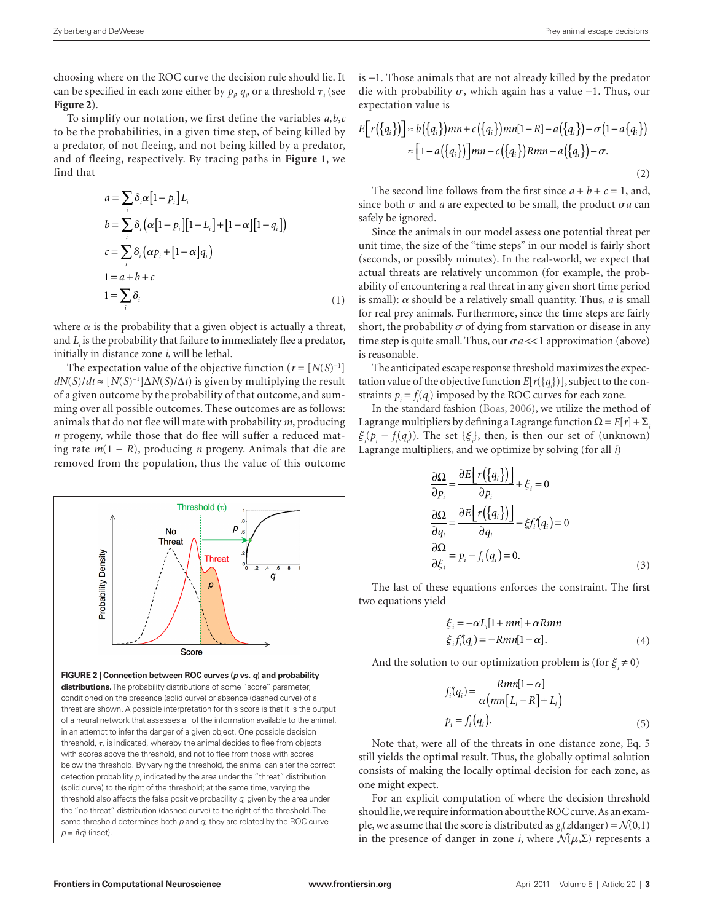choosing where on the ROC curve the decision rule should lie. It can be specified in each zone either by $p_i$, $q_i$, or a threshold $\tau_i$ (see **Figure 2**).

To simplify our notation, we first define the variables $a,b,c$ to be the probabilities, in a given time step, of being killed by a predator, of not fleeing, and not being killed by a predator, and of fleeing, respectively. By tracing paths in **Figure 1**, we find that

$$
\begin{aligned}
a &= \sum_i \delta_i \alpha[1-p_i]L_i \\
b &= \sum_i \delta_i \left(\alpha[1-p_i][1-L_i]+[1-\alpha][1-q_i]\right) \\
c &= \sum_i \delta_i \left(\alpha p_i + [1-\alpha]q_i\right) \\
1 &= a+b+c \\
1 &= \sum_i \delta_i
\end{aligned}
\tag{1}
$$

where $\alpha$ is the probability that a given object is actually a threat, and $L_i$ is the probability that failure to immediately flee a predator, initially in distance zone $i$, will be lethal.

The expectation value of the objective function ($r = [N(S)^{-1}]dN(S)/dt \approx [N(S)^{-1}]\Delta N(S)/\Delta t$) is given by multiplying the result of a given outcome by the probability of that outcome, and summing over all possible outcomes. These outcomes are as follows: animals that do not flee will mate with probability $m$, producing $n$ progeny, while those that do flee will suffer a reduced mating rate $m(1-R)$, producing $n$ progeny. Animals that die are removed from the population, thus the value of this outcome is $-1$. Those animals that are not already killed by the predator die with probability $\sigma$, which again has a value $-1$. Thus, our expectation value is

$$
\begin{aligned}
E\left[r\left(\{q_i\}\right)\right] &\approx b\left(\{q_i\}\right)mn + c\left(\{q_i\}\right)mn[1-R] - a\left(\{q_i\}\right) - \sigma\left(1-a\{q_i\}\right) \\
&\approx \left[1-a\left(\{q_i\}\right)\right]mn - c\left(\{q_i\}\right)Rmn - a\left(\{q_i\}\right) - \sigma.
\end{aligned}
\tag{2}
$$

The second line follows from the first since $a+b+c=1$, and, since both $\sigma$ and $a$ are expected to be small, the product $\sigma a$ can safely be ignored.

Since the animals in our model assess one potential threat per unit time, the size of the "time steps" in our model is fairly short (seconds, or possibly minutes). In the real-world, we expect that actual threats are relatively uncommon (for example, the probability of encountering a real threat in any given short time period is small): $\alpha$ should be a relatively small quantity. Thus, $a$ is small for real prey animals. Furthermore, since the time steps are fairly short, the probability $\sigma$ of dying from starvation or disease in any time step is quite small. Thus, our $\sigma a << 1$ approximation (above) is reasonable.

The anticipated escape response threshold maximizes the expectation value of the objective function $E[r(\{q_i\})]$, subject to the constraints $p_i = f_i(q_i)$ imposed by the ROC curves for each zone.

In the standard fashion (Boas, 2006), we utilize the method of Lagrange multipliers by defining a Lagrange function $\Omega = E[r] + \Sigma_i \xi_i(p_i - f_i(q_i))$. The set $\{\xi_i\}$, then, is then our set of (unknown) Lagrange multipliers, and we optimize by solving (for all $i$)

$$
\begin{aligned}
\frac{\partial \Omega}{\partial p_i} &= \frac{\partial E\left[r\left(\{q_i\}\right)\right]}{\partial p_i} + \xi_i = 0 \\
\frac{\partial \Omega}{\partial q_i} &= \frac{\partial E\left[r\left(\{q_i\}\right)\right]}{\partial q_i} - \xi_i f_i'(q_i) = 0 \\
\frac{\partial \Omega}{\partial \xi_i} &= p_i - f_i(q_i) = 0.
\end{aligned}
\tag{3}
$$

The last of these equations enforces the constraint. The first two equations yield

$$
\begin{aligned}
\xi_i &= -\alpha L_i[1+mn] + \alpha Rmn \\
\xi_i f_i'(q_i) &= -Rmn[1-\alpha].
\end{aligned}
\tag{4}
$$

And the solution to our optimization problem is (for $\xi_i \neq 0$)

$$
\begin{aligned}
f_i'(q_i) &= \frac{Rmn[1-\alpha]}{\alpha\left(mn[L_i - R] + L_i\right)} \\
p_i &= f_i(q_i).
\end{aligned}
\tag{5}
$$

Note that, were all of the threats in one distance zone, Eq. 5 still yields the optimal result. Thus, the globally optimal solution consists of making the locally optimal decision for each zone, as one might expect.

For an explicit computation of where the decision threshold should lie, we require information about the ROC curve. As an example, we assume that the score is distributed as $g_i(z|\text{danger}) = \mathcal{N}(0,1)$ in the presence of danger in zone $i$, where $\mathcal{N}(\mu,\Sigma)$ represents a

**FIGURE 2 | Connection between ROC curves ($p$ vs. $q$) and probability distributions.** The probability distributions of some "score" parameter, conditioned on the presence (solid curve) or absence (dashed curve) of a threat are shown. A possible interpretation for this score is that it is the output of a neural network that assesses all of the information available to the animal, in an attempt to infer the danger of a given object. One possible decision threshold, $\tau$, is indicated, whereby the animal decides to flee from objects with scores above the threshold, and not to flee from those with scores below the threshold. By varying the threshold, the animal can alter the correct detection probability $p$, indicated by the area under the "threat" distribution (solid curve) to the right of the threshold; at the same time, varying the threshold also affects the false positive probability $q$, given by the area under the "no threat" distribution (dashed curve) to the right of the threshold. The same threshold determines both $p$ and $q$; they are related by the ROC curve $p = f(q)$ (inset).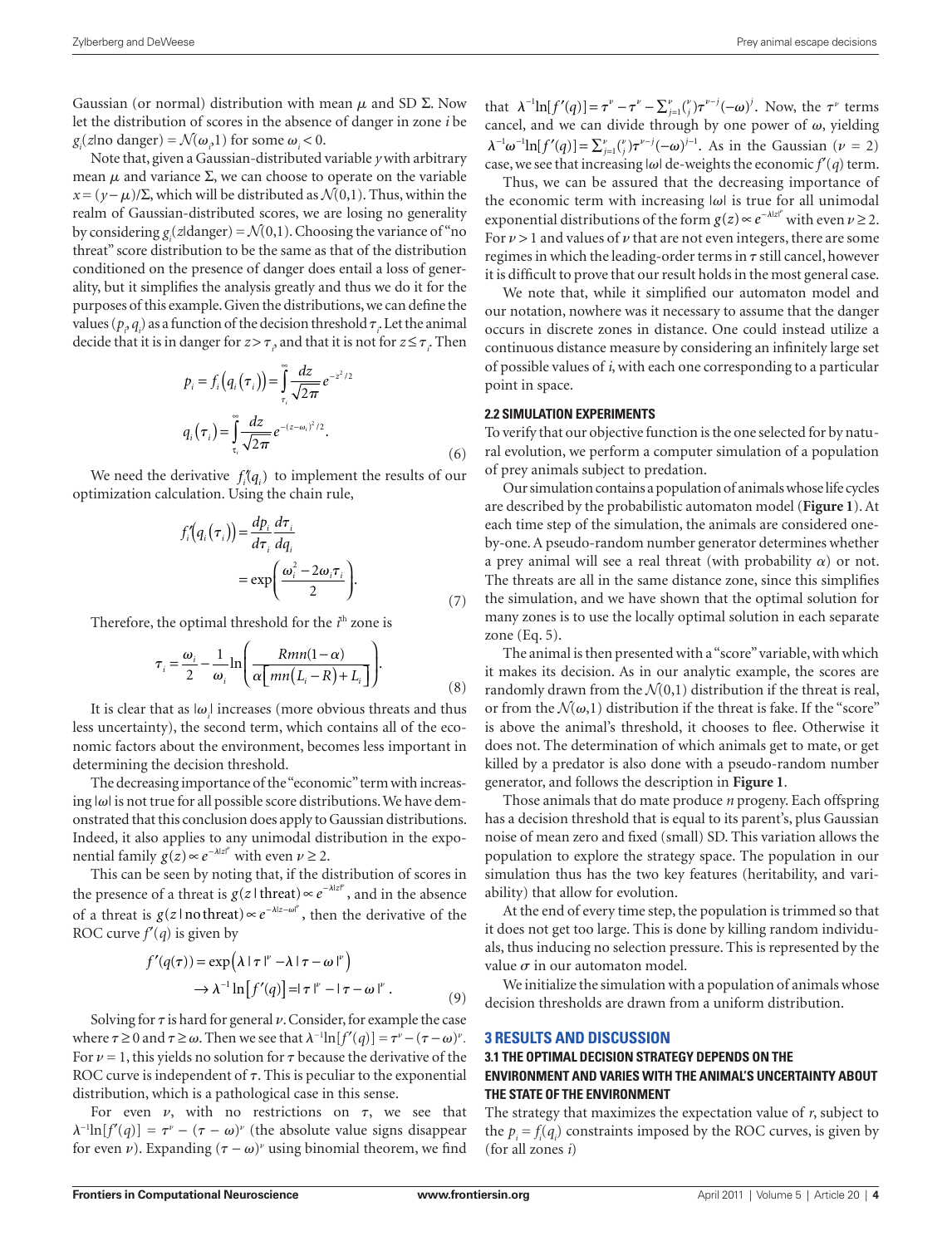Gaussian (or normal) distribution with mean $\mu$ and SD $\Sigma$. Now let the distribution of scores in the absence of danger in zone $i$ be $g_i(z|\text{no danger}) = \mathcal{N}(\omega_i, 1)$ for some $\omega_i < 0$.

Note that, given a Gaussian-distributed variable $y$ with arbitrary mean $\mu$ and variance $\Sigma$, we can choose to operate on the variable $x = (y - \mu)/\Sigma$, which will be distributed as $\mathcal{N}(0,1)$. Thus, within the realm of Gaussian-distributed scores, we are losing no generality by considering $g_i(z|\text{danger}) = \mathcal{N}(0,1)$. Choosing the variance of "no threat" score distribution to be the same as that of the distribution conditioned on the presence of danger does entail a loss of generality, but it simplifies the analysis greatly and thus we do it for the purposes of this example. Given the distributions, we can define the values $(p_i, q_i)$ as a function of the decision threshold $\tau_i$. Let the animal decide that it is in danger for $z > \tau_i$, and that it is not for $z \leq \tau_i$. Then

$$
p_i = f_i\left(q_i\left(\tau_i\right)\right) = \int_{\tau_i}^{\infty} \frac{dz}{\sqrt{2\pi}} e^{-z^2/2}
$$
$$
q_i\left(\tau_i\right) = \int_{\tau_i}^{\infty} \frac{dz}{\sqrt{2\pi}} e^{-(z-\omega_i)^2/2}. \tag{6}
$$

We need the derivative $f_i'(q_i)$ to implement the results of our optimization calculation. Using the chain rule,

$$
f_i'\left(q_i\left(\tau_i\right)\right) = \frac{dp_i}{d\tau_i}\frac{d\tau_i}{dq_i} = \exp\left(\frac{\omega_i^2 - 2\omega_i\tau_i}{2}\right). \tag{7}
$$

Therefore, the optimal threshold for the $i^{\text{th}}$ zone is

$$
\tau_i = \frac{\omega_i}{2} - \frac{1}{\omega_i}\ln\left(\frac{Rmn(1-\alpha)}{\alpha\left[mn(L_i - R) + L_i\right]}\right). \tag{8}
$$

It is clear that as $|\omega_i|$ increases (more obvious threats and thus less uncertainty), the second term, which contains all of the economic factors about the environment, becomes less important in determining the decision threshold.

The decreasing importance of the "economic" term with increasing $|\omega|$ is not true for all possible score distributions. We have demonstrated that this conclusion does apply to Gaussian distributions. Indeed, it also applies to any unimodal distribution in the exponential family $g(z) \propto e^{-\lambda|z|^\nu}$ with even $\nu \geq 2$.

This can be seen by noting that, if the distribution of scores in the presence of a threat is $g(z\,|\,\text{threat}) \propto e^{-\lambda|z|^\nu}$, and in the absence of a threat is $g(z\,|\,\text{no threat}) \propto e^{-\lambda|z-\omega|^\nu}$, then the derivative of the ROC curve $f'(q)$ is given by

$$
f'(q(\tau)) = \exp\left(\lambda\,|\,\tau\,|^\nu - \lambda\,|\,\tau - \omega\,|^\nu\right)
$$
$$
\rightarrow \lambda^{-1}\ln\left[f'(q)\right] = |\,\tau\,|^\nu - |\,\tau - \omega\,|^\nu. \tag{9}
$$

Solving for $\tau$ is hard for general $\nu$. Consider, for example the case where $\tau \geq 0$ and $\tau \geq \omega$. Then we see that $\lambda^{-1}\ln[f'(q)] = \tau^\nu - (\tau - \omega)^\nu$. For $\nu = 1$, this yields no solution for $\tau$ because the derivative of the ROC curve is independent of $\tau$. This is peculiar to the exponential distribution, which is a pathological case in this sense.

For even $\nu$, with no restrictions on $\tau$, we see that $\lambda^{-1}\ln[f'(q)] = \tau^\nu - (\tau - \omega)^\nu$ (the absolute value signs disappear for even $\nu$). Expanding $(\tau - \omega)^\nu$ using binomial theorem, we find that $\lambda^{-1}\ln[f'(q)] = \tau^\nu - \tau^\nu - \sum_{j=1}^{\nu}\binom{\nu}{j}\tau^{\nu-j}(-\omega)^j$. Now, the $\tau^\nu$ terms cancel, and we can divide through by one power of $\omega$, yielding $\lambda^{-1}\omega^{-1}\ln[f'(q)] = \sum_{j=1}^{\nu}\binom{\nu}{j}\tau^{\nu-j}(-\omega)^{j-1}$. As in the Gaussian ($\nu = 2$) case, we see that increasing $|\omega|$ de-weights the economic $f'(q)$ term.

Thus, we can be assured that the decreasing importance of the economic term with increasing $|\omega|$ is true for all unimodal exponential distributions of the form $g(z) \propto e^{-\lambda|z|^\nu}$ with even $\nu \geq 2$. For $\nu > 1$ and values of $\nu$ that are not even integers, there are some regimes in which the leading-order terms in $\tau$ still cancel, however it is difficult to prove that our result holds in the most general case.

We note that, while it simplified our automaton model and our notation, nowhere was it necessary to assume that the danger occurs in discrete zones in distance. One could instead utilize a continuous distance measure by considering an infinitely large set of possible values of $i$, with each one corresponding to a particular point in space.

### 2.2 SIMULATION EXPERIMENTS

To verify that our objective function is the one selected for by natural evolution, we perform a computer simulation of a population of prey animals subject to predation.

Our simulation contains a population of animals whose life cycles are described by the probabilistic automaton model (**Figure 1**). At each time step of the simulation, the animals are considered one-by-one. A pseudo-random number generator determines whether a prey animal will see a real threat (with probability $\alpha$) or not. The threats are all in the same distance zone, since this simplifies the simulation, and we have shown that the optimal solution for many zones is to use the locally optimal solution in each separate zone (Eq. 5).

The animal is then presented with a "score" variable, with which it makes its decision. As in our analytic example, the scores are randomly drawn from the $\mathcal{N}(0,1)$ distribution if the threat is real, or from the $\mathcal{N}(\omega,1)$ distribution if the threat is fake. If the "score" is above the animal's threshold, it chooses to flee. Otherwise it does not. The determination of which animals get to mate, or get killed by a predator is also done with a pseudo-random number generator, and follows the description in **Figure 1**.

Those animals that do mate produce $n$ progeny. Each offspring has a decision threshold that is equal to its parent's, plus Gaussian noise of mean zero and fixed (small) SD. This variation allows the population to explore the strategy space. The population in our simulation thus has the two key features (heritability, and variability) that allow for evolution.

At the end of every time step, the population is trimmed so that it does not get too large. This is done by killing random individuals, thus inducing no selection pressure. This is represented by the value $\sigma$ in our automaton model.

We initialize the simulation with a population of animals whose decision thresholds are drawn from a uniform distribution.

## 3 RESULTS AND DISCUSSION

### 3.1 THE OPTIMAL DECISION STRATEGY DEPENDS ON THE ENVIRONMENT AND VARIES WITH THE ANIMAL'S UNCERTAINTY ABOUT THE STATE OF THE ENVIRONMENT

The strategy that maximizes the expectation value of $r$, subject to the $p_i = f_i(q_i)$ constraints imposed by the ROC curves, is given by (for all zones $i$)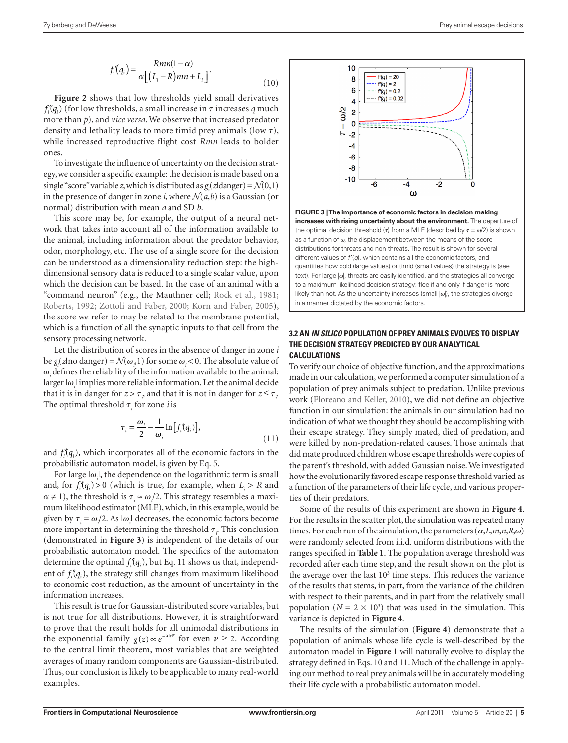$$f_i'(q_i) = \frac{Rmn(1-\alpha)}{\alpha\left[(L_i - R)mn + L_i\right]}. \tag{10}$$

**Figure 2** shows that low thresholds yield small derivatives $f_i'(q_i)$ (for low thresholds, a small increase in $\tau$ increases $q$ much more than $p$), and *vice versa*. We observe that increased predator density and lethality leads to more timid prey animals (low $\tau$), while increased reproductive flight cost $Rmn$ leads to bolder ones.

To investigate the influence of uncertainty on the decision strategy, we consider a specific example: the decision is made based on a single "score" variable $z$, which is distributed as $g_i(z|\text{danger}) = \mathcal{N}(0,1)$ in the presence of danger in zone $i$, where $\mathcal{N}(a,b)$ is a Gaussian (or normal) distribution with mean $a$ and SD $b$.

This score may be, for example, the output of a neural network that takes into account all of the information available to the animal, including information about the predator behavior, odor, morphology, etc. The use of a single score for the decision can be understood as a dimensionality reduction step: the high-dimensional sensory data is reduced to a single scalar value, upon which the decision can be based. In the case of an animal with a "command neuron" (e.g., the Mauthner cell; Rock et al., 1981; Roberts, 1992; Zottoli and Faber, 2000; Korn and Faber, 2005), the score we refer to may be related to the membrane potential, which is a function of all the synaptic inputs to that cell from the sensory processing network.

Let the distribution of scores in the absence of danger in zone $i$ be $g_i(z|\text{no danger}) = \mathcal{N}(\omega_i, 1)$ for some $\omega_i < 0$. The absolute value of $\omega_i$ defines the reliability of the information available to the animal: larger $|\omega_i|$ implies more reliable information. Let the animal decide that it is in danger for $z > \tau_i$, and that it is not in danger for $z \leq \tau_i$. The optimal threshold $\tau_i$ for zone $i$ is

$$\tau_i = \frac{\omega_i}{2} - \frac{1}{\omega_i}\ln\left[f_i'(q_i)\right], \tag{11}$$

and $f_i'(q_i)$, which incorporates all of the economic factors in the probabilistic automaton model, is given by Eq. 5.

For large $|\omega_i|$, the dependence on the logarithmic term is small and, for $f_i'(q_i) > 0$ (which is true, for example, when $L_i > R$ and $\alpha \neq 1$), the threshold is $\tau_i \approx \omega_i/2$. This strategy resembles a maximum likelihood estimator (MLE), which, in this example, would be given by $\tau_i = \omega_i/2$. As $|\omega_i|$ decreases, the economic factors become more important in determining the threshold $\tau_i$. This conclusion (demonstrated in **Figure 3**) is independent of the details of our probabilistic automaton model. The specifics of the automaton determine the optimal $f_i'(q_i)$, but Eq. 11 shows us that, independent of $f_i'(q_i)$, the strategy still changes from maximum likelihood to economic cost reduction, as the amount of uncertainty in the information increases.

This result is true for Gaussian-distributed score variables, but is not true for all distributions. However, it is straightforward to prove that the result holds for all unimodal distributions in the exponential family $g(z) \propto e^{-\lambda|z|^{\nu}}$ for even $\nu \geq 2$. According to the central limit theorem, most variables that are weighted averages of many random components are Gaussian-distributed. Thus, our conclusion is likely to be applicable to many real-world examples.

**FIGURE 3 | The importance of economic factors in decision making increases with rising uncertainty about the environment.** The departure of the optimal decision threshold ($\tau$) from a MLE (described by $\tau = \omega/2$) is shown as a function of $\omega$, the displacement between the means of the score distributions for threats and non-threats. The result is shown for several different values of $f'(q)$, which contains all the economic factors, and quantifies how bold (large values) or timid (small values) the strategy is (see text). For large $|\omega|$, threats are easily identified, and the strategies all converge to a maximum likelihood decision strategy: flee if and only if danger is more likely than not. As the uncertainty increases (small $|\omega|$), the strategies diverge in a manner dictated by the economic factors.

### 3.2 AN *IN SILICO* POPULATION OF PREY ANIMALS EVOLVES TO DISPLAY THE DECISION STRATEGY PREDICTED BY OUR ANALYTICAL CALCULATIONS

To verify our choice of objective function, and the approximations made in our calculation, we performed a computer simulation of a population of prey animals subject to predation. Unlike previous work (Floreano and Keller, 2010), we did not define an objective function in our simulation: the animals in our simulation had no indication of what we thought they should be accomplishing with their escape strategy. They simply mated, died of predation, and were killed by non-predation-related causes. Those animals that did mate produced children whose escape thresholds were copies of the parent's threshold, with added Gaussian noise. We investigated how the evolutionarily favored escape response threshold varied as a function of the parameters of their life cycle, and various properties of their predators.

Some of the results of this experiment are shown in **Figure 4**. For the results in the scatter plot, the simulation was repeated many times. For each run of the simulation, the parameters $(\alpha, L, m, n, R, \omega)$ were randomly selected from i.i.d. uniform distributions with the ranges specified in **Table 1**. The population average threshold was recorded after each time step, and the result shown on the plot is the average over the last $10^3$ time steps. This reduces the variance of the results that stems, in part, from the variance of the children with respect to their parents, and in part from the relatively small population ($N = 2 \times 10^3$) that was used in the simulation. This variance is depicted in **Figure 4**.

The results of the simulation (**Figure 4**) demonstrate that a population of animals whose life cycle is well-described by the automaton model in **Figure 1** will naturally evolve to display the strategy defined in Eqs. 10 and 11. Much of the challenge in applying our method to real prey animals will be in accurately modeling their life cycle with a probabilistic automaton model.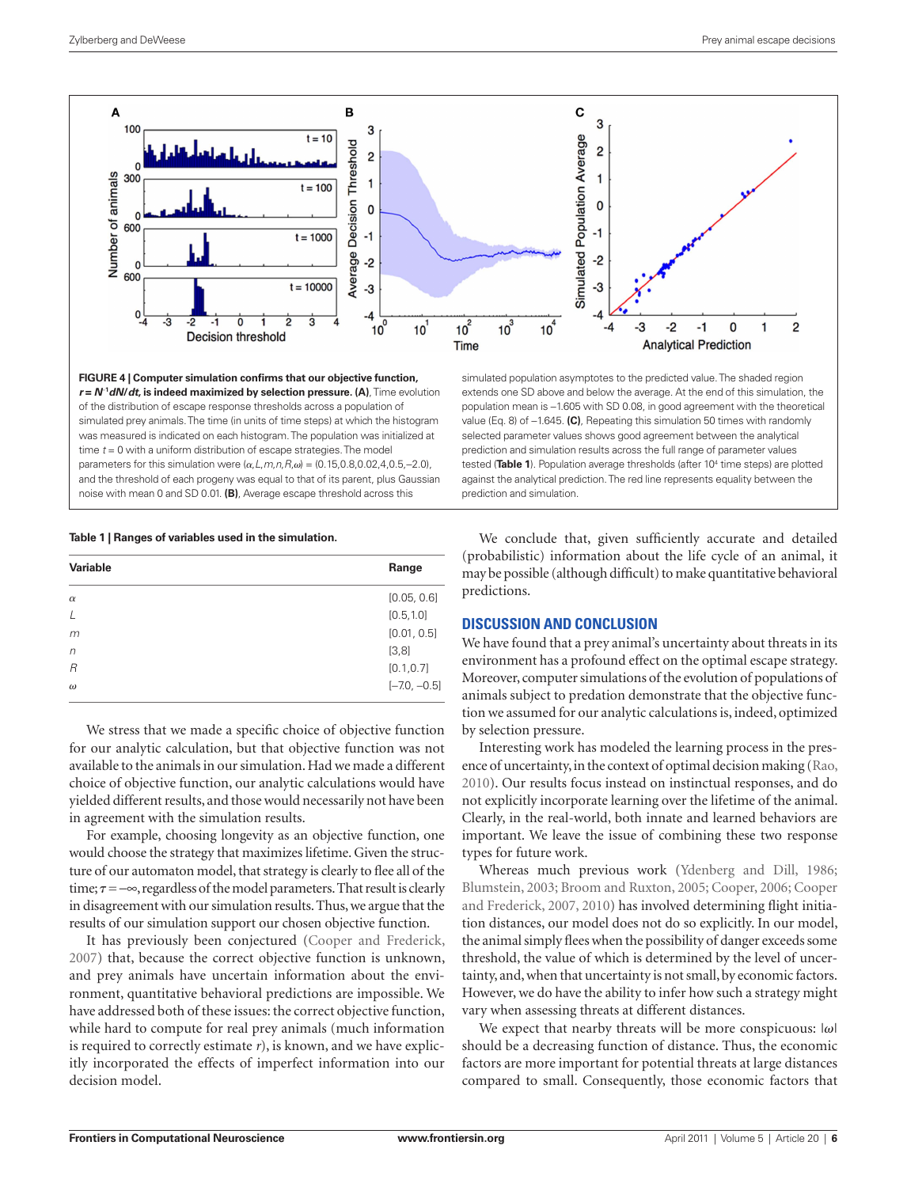**FIGURE 4 | Computer simulation confirms that our objective function, $r = N^{-1}dN/dt$, is indeed maximized by selection pressure. (A)**, Time evolution of the distribution of escape response thresholds across a population of simulated prey animals. The time (in units of time steps) at which the histogram was measured is indicated on each histogram. The population was initialized at time $t = 0$ with a uniform distribution of escape strategies. The model parameters for this simulation were $(\alpha, L, m, n, R, \omega) = (0.15, 0.8, 0.02, 4, 0.5, -2.0)$, and the threshold of each progeny was equal to that of its parent, plus Gaussian noise with mean 0 and SD 0.01. **(B)**, Average escape threshold across this simulated population asymptotes to the predicted value. The shaded region extends one SD above and below the average. At the end of this simulation, the population mean is –1.605 with SD 0.08, in good agreement with the theoretical value (Eq. 8) of –1.645. **(C)**, Repeating this simulation 50 times with randomly selected parameter values shows good agreement between the analytical prediction and simulation results across the full range of parameter values tested (**Table 1**). Population average thresholds (after $10^4$ time steps) are plotted against the analytical prediction. The red line represents equality between the prediction and simulation.

**Table 1 | Ranges of variables used in the simulation.**

| Variable | Range |
|---|---|
| $\alpha$ | [0.05, 0.6] |
| $L$ | [0.5,1.0] |
| $m$ | [0.01, 0.5] |
| $n$ | [3,8] |
| $R$ | [0.1,0.7] |
| $\omega$ | [–7.0, –0.5] |

We stress that we made a specific choice of objective function for our analytic calculation, but that objective function was not available to the animals in our simulation. Had we made a different choice of objective function, our analytic calculations would have yielded different results, and those would necessarily not have been in agreement with the simulation results.

For example, choosing longevity as an objective function, one would choose the strategy that maximizes lifetime. Given the structure of our automaton model, that strategy is clearly to flee all of the time; $\tau = -\infty$, regardless of the model parameters. That result is clearly in disagreement with our simulation results. Thus, we argue that the results of our simulation support our chosen objective function.

It has previously been conjectured (Cooper and Frederick, 2007) that, because the correct objective function is unknown, and prey animals have uncertain information about the environment, quantitative behavioral predictions are impossible. We have addressed both of these issues: the correct objective function, while hard to compute for real prey animals (much information is required to correctly estimate $r$), is known, and we have explicitly incorporated the effects of imperfect information into our decision model.

We conclude that, given sufficiently accurate and detailed (probabilistic) information about the life cycle of an animal, it may be possible (although difficult) to make quantitative behavioral predictions.

## DISCUSSION AND CONCLUSION

We have found that a prey animal's uncertainty about threats in its environment has a profound effect on the optimal escape strategy. Moreover, computer simulations of the evolution of populations of animals subject to predation demonstrate that the objective function we assumed for our analytic calculations is, indeed, optimized by selection pressure.

Interesting work has modeled the learning process in the presence of uncertainty, in the context of optimal decision making (Rao, 2010). Our results focus instead on instinctual responses, and do not explicitly incorporate learning over the lifetime of the animal. Clearly, in the real-world, both innate and learned behaviors are important. We leave the issue of combining these two response types for future work.

Whereas much previous work (Ydenberg and Dill, 1986; Blumstein, 2003; Broom and Ruxton, 2005; Cooper, 2006; Cooper and Frederick, 2007, 2010) has involved determining flight initiation distances, our model does not do so explicitly. In our model, the animal simply flees when the possibility of danger exceeds some threshold, the value of which is determined by the level of uncertainty, and, when that uncertainty is not small, by economic factors. However, we do have the ability to infer how such a strategy might vary when assessing threats at different distances.

We expect that nearby threats will be more conspicuous: $|\omega|$ should be a decreasing function of distance. Thus, the economic factors are more important for potential threats at large distances compared to small. Consequently, those economic factors that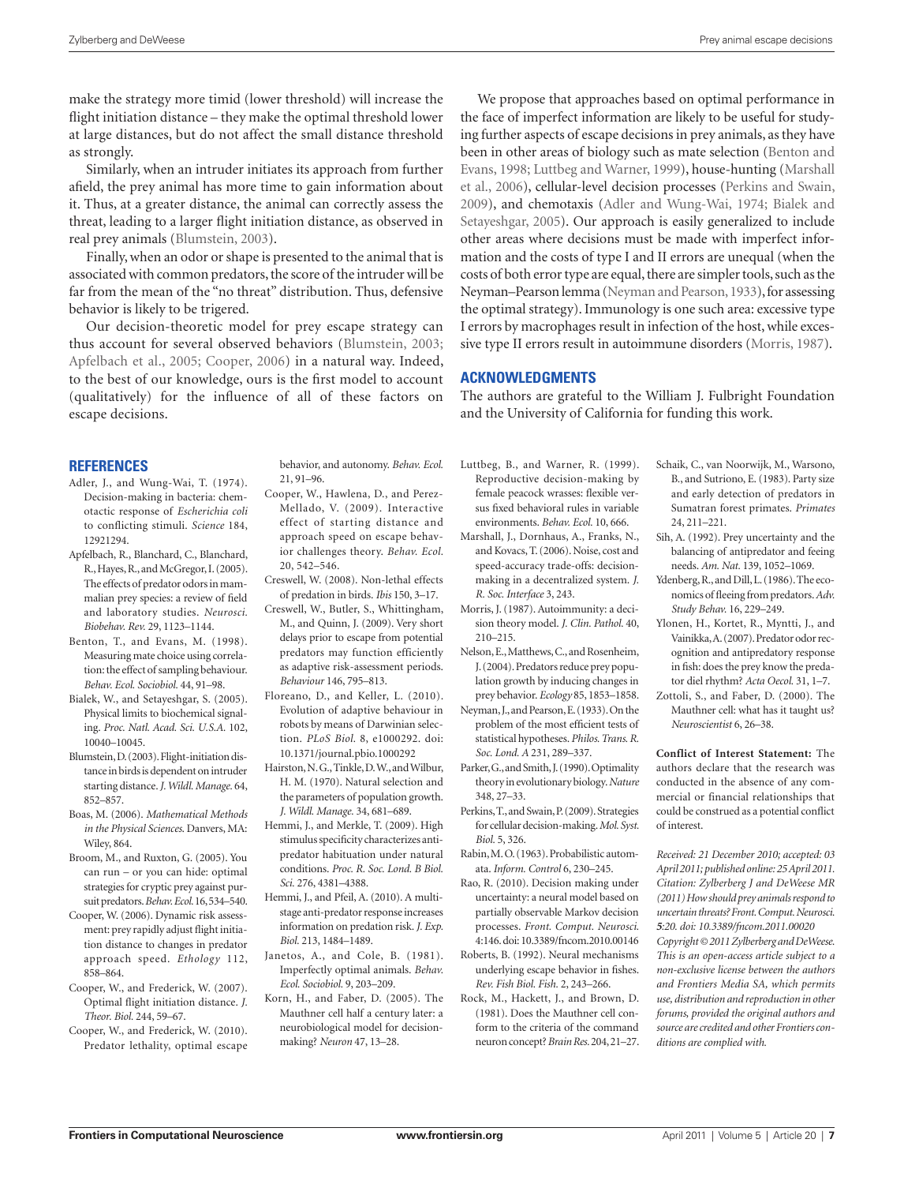make the strategy more timid (lower threshold) will increase the flight initiation distance – they make the optimal threshold lower at large distances, but do not affect the small distance threshold as strongly.

Similarly, when an intruder initiates its approach from further afield, the prey animal has more time to gain information about it. Thus, at a greater distance, the animal can correctly assess the threat, leading to a larger flight initiation distance, as observed in real prey animals (Blumstein, 2003).

Finally, when an odor or shape is presented to the animal that is associated with common predators, the score of the intruder will be far from the mean of the "no threat" distribution. Thus, defensive behavior is likely to be trigered.

Our decision-theoretic model for prey escape strategy can thus account for several observed behaviors (Blumstein, 2003; Apfelbach et al., 2005; Cooper, 2006) in a natural way. Indeed, to the best of our knowledge, ours is the first model to account (qualitatively) for the influence of all of these factors on escape decisions.

We propose that approaches based on optimal performance in the face of imperfect information are likely to be useful for studying further aspects of escape decisions in prey animals, as they have been in other areas of biology such as mate selection (Benton and Evans, 1998; Luttbeg and Warner, 1999), house-hunting (Marshall et al., 2006), cellular-level decision processes (Perkins and Swain, 2009), and chemotaxis (Adler and Wung-Wai, 1974; Bialek and Setayeshgar, 2005). Our approach is easily generalized to include other areas where decisions must be made with imperfect information and the costs of type I and II errors are unequal (when the costs of both error type are equal, there are simpler tools, such as the Neyman–Pearson lemma (Neyman and Pearson, 1933), for assessing the optimal strategy). Immunology is one such area: excessive type I errors by macrophages result in infection of the host, while excessive type II errors result in autoimmune disorders (Morris, 1987).

## ACKNOWLEDGMENTS

The authors are grateful to the William J. Fulbright Foundation and the University of California for funding this work.

## REFERENCES

Adler, J., and Wung-Wai, T. (1974). Decision-making in bacteria: chemotactic response of *Escherichia coli* to conflicting stimuli. *Science* 184, 12921294.

Apfelbach, R., Blanchard, C., Blanchard, R., Hayes, R., and McGregor, I. (2005). The effects of predator odors in mammalian prey species: a review of field and laboratory studies. *Neurosci. Biobehav. Rev.* 29, 1123–1144.

Benton, T., and Evans, M. (1998). Measuring mate choice using correlation: the effect of sampling behaviour. *Behav. Ecol. Sociobiol.* 44, 91–98.

Bialek, W., and Setayeshgar, S. (2005). Physical limits to biochemical signaling. *Proc. Natl. Acad. Sci. U.S.A.* 102, 10040–10045.

Blumstein, D. (2003). Flight-initiation distance in birds is dependent on intruder starting distance. *J. Wildl. Manage.* 64, 852–857.

Boas, M. (2006). *Mathematical Methods in the Physical Sciences.* Danvers, MA: Wiley, 864.

Broom, M., and Ruxton, G. (2005). You can run – or you can hide: optimal strategies for cryptic prey against pursuit predators. *Behav. Ecol.* 16, 534–540.

Cooper, W. (2006). Dynamic risk assessment: prey rapidly adjust flight initiation distance to changes in predator approach speed. *Ethology* 112, 858–864.

Cooper, W., and Frederick, W. (2007). Optimal flight initiation distance. *J. Theor. Biol.* 244, 59–67.

Cooper, W., and Frederick, W. (2010). Predator lethality, optimal escape behavior, and autonomy. *Behav. Ecol.* 21, 91–96.

Cooper, W., Hawlena, D., and Perez-Mellado, V. (2009). Interactive effect of starting distance and approach speed on escape behavior challenges theory. *Behav. Ecol.* 20, 542–546.

Creswell, W. (2008). Non-lethal effects of predation in birds. *Ibis* 150, 3–17.

Creswell, W., Butler, S., Whittingham, M., and Quinn, J. (2009). Very short delays prior to escape from potential predators may function efficiently as adaptive risk-assessment periods. *Behaviour* 146, 795–813.

Floreano, D., and Keller, L. (2010). Evolution of adaptive behaviour in robots by means of Darwinian selection. *PLoS Biol.* 8, e1000292. doi: 10.1371/journal.pbio.1000292

Hairston, N. G., Tinkle, D. W., and Wilbur, H. M. (1970). Natural selection and the parameters of population growth. *J. Wildl. Manage.* 34, 681–689.

Hemmi, J., and Merkle, T. (2009). High stimulus specificity characterizes antipredator habituation under natural conditions. *Proc. R. Soc. Lond. B Biol. Sci.* 276, 4381–4388.

Hemmi, J., and Pfeil, A. (2010). A multistage anti-predator response increases information on predation risk. *J. Exp. Biol.* 213, 1484–1489.

Janetos, A., and Cole, B. (1981). Imperfectly optimal animals. *Behav. Ecol. Sociobiol.* 9, 203–209.

Korn, H., and Faber, D. (2005). The Mauthner cell half a century later: a neurobiological model for decision-making? *Neuron* 47, 13–28.

Luttbeg, B., and Warner, R. (1999). Reproductive decision-making by female peacock wrasses: flexible versus fixed behavioral rules in variable environments. *Behav. Ecol.* 10, 666.

Marshall, J., Dornhaus, A., Franks, N., and Kovacs, T. (2006). Noise, cost and speed-accuracy trade-offs: decision-making in a decentralized system. *J. R. Soc. Interface* 3, 243.

Morris, J. (1987). Autoimmunity: a decision theory model. *J. Clin. Pathol.* 40, 210–215.

Nelson, E., Matthews, C., and Rosenheim, J. (2004). Predators reduce prey population growth by inducing changes in prey behavior. *Ecology* 85, 1853–1858.

Neyman, J., and Pearson, E. (1933). On the problem of the most efficient tests of statistical hypotheses. *Philos. Trans. R. Soc. Lond. A* 231, 289–337.

Parker, G., and Smith, J. (1990). Optimality theory in evolutionary biology. *Nature* 348, 27–33.

Perkins, T., and Swain, P. (2009). Strategies for cellular decision-making. *Mol. Syst. Biol.* 5, 326.

Rabin, M. O. (1963). Probabilistic automata. *Inform. Control* 6, 230–245.

Rao, R. (2010). Decision making under uncertainty: a neural model based on partially observable Markov decision processes. *Front. Comput. Neurosci.* 4:146. doi: 10.3389/fncom.2010.00146

Roberts, B. (1992). Neural mechanisms underlying escape behavior in fishes. *Rev. Fish Biol. Fish.* 2, 243–266.

Rock, M., Hackett, J., and Brown, D. (1981). Does the Mauthner cell conform to the criteria of the command neuron concept? *Brain Res.* 204, 21–27.

Schaik, C., van Noorwijk, M., Warsono, B., and Sutriono, E. (1983). Party size and early detection of predators in Sumatran forest primates. *Primates* 24, 211–221.

Sih, A. (1992). Prey uncertainty and the balancing of antipredator and feeing needs. *Am. Nat.* 139, 1052–1069.

Ydenberg, R., and Dill, L. (1986). The economics of fleeing from predators. *Adv. Study Behav.* 16, 229–249.

Ylonen, H., Kortet, R., Myntti, J., and Vainikka, A. (2007). Predator odor recognition and antipredatory response in fish: does the prey know the predator diel rhythm? *Acta Oecol.* 31, 1–7.

Zottoli, S., and Faber, D. (2000). The Mauthner cell: what has it taught us? *Neuroscientist* 6, 26–38.

**Conflict of Interest Statement:** The authors declare that the research was conducted in the absence of any commercial or financial relationships that could be construed as a potential conflict of interest.

*Received: 21 December 2010; accepted: 03 April 2011; published online: 25 April 2011.*

*Citation: Zylberberg J and DeWeese MR (2011) How should prey animals respond to uncertain threats? Front. Comput. Neurosci. 5:20. doi: 10.3389/fncom.2011.00020*

*Copyright © 2011 Zylberberg and DeWeese. This is an open-access article subject to a non-exclusive license between the authors and Frontiers Media SA, which permits use, distribution and reproduction in other forums, provided the original authors and source are credited and other Frontiers conditions are complied with.*